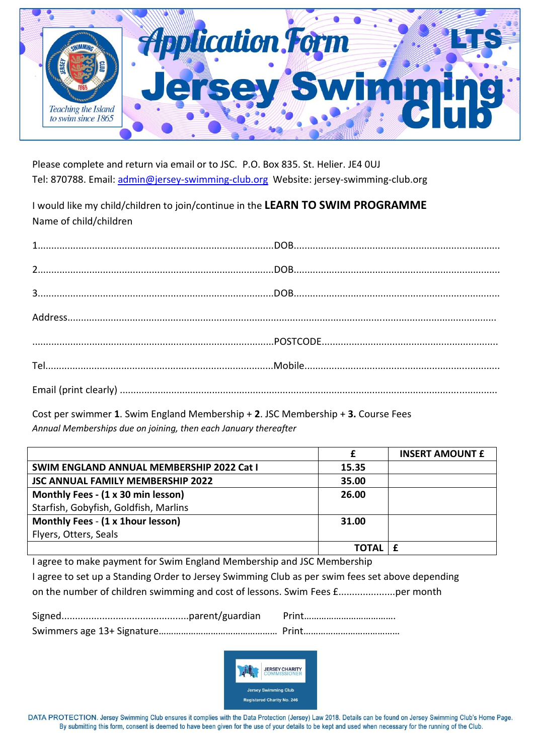# Application Form

# Jersey Swimming Club

LTS

Teaching the Island to swim since 1865

Please complete and return via email or to JSC. P.O. Box 835. St. Helier. JE4 0UJ
Tel: 870788. Email: admin@jersey-swimming-club.org Website: jersey-swimming-club.org

I would like my child/children to join/continue in the **LEARN TO SWIM PROGRAMME**
Name of child/children

1.......................................................................................DOB.............................................................................

2.......................................................................................DOB.............................................................................

3.......................................................................................DOB.............................................................................

Address.......................................................................................................................................................

.......................................................................................POSTCODE.................................................................

Tel....................................................................................Mobile.......................................................................

Email (print clearly) ......................................................................................................................................

Cost per swimmer **1**. Swim England Membership + **2**. JSC Membership + **3.** Course Fees
*Annual Memberships due on joining, then each January thereafter*

| | £ | INSERT AMOUNT £ |
|---|---|---|
| **SWIM ENGLAND ANNUAL MEMBERSHIP 2022 Cat I** | 15.35 | |
| **JSC ANNUAL FAMILY MEMBERSHIP 2022** | 35.00 | |
| **Monthly Fees - (1 x 30 min lesson)** Starfish, Gobyfish, Goldfish, Marlins | 26.00 | |
| **Monthly Fees - (1 x 1hour lesson)** Flyers, Otters, Seals | 31.00 | |
| | **TOTAL** | £ |

I agree to make payment for Swim England Membership and JSC Membership
I agree to set up a Standing Order to Jersey Swimming Club as per swim fees set above depending on the number of children swimming and cost of lessons. Swim Fees £....................per month

Signed.............................................parent/guardian Print………………………………

Swimmers age 13+ Signature………………………………………… Print…………………………………

JERSEY CHARITY COMMISSIONER
Jersey Swimming Club
Registered Charity No. 246

DATA PROTECTION. Jersey Swimming Club ensures it complies with the Data Protection (Jersey) Law 2018. Details can be found on Jersey Swimming Club's Home Page. By submitting this form, consent is deemed to have been given for the use of your details to be kept and used when necessary for the running of the Club.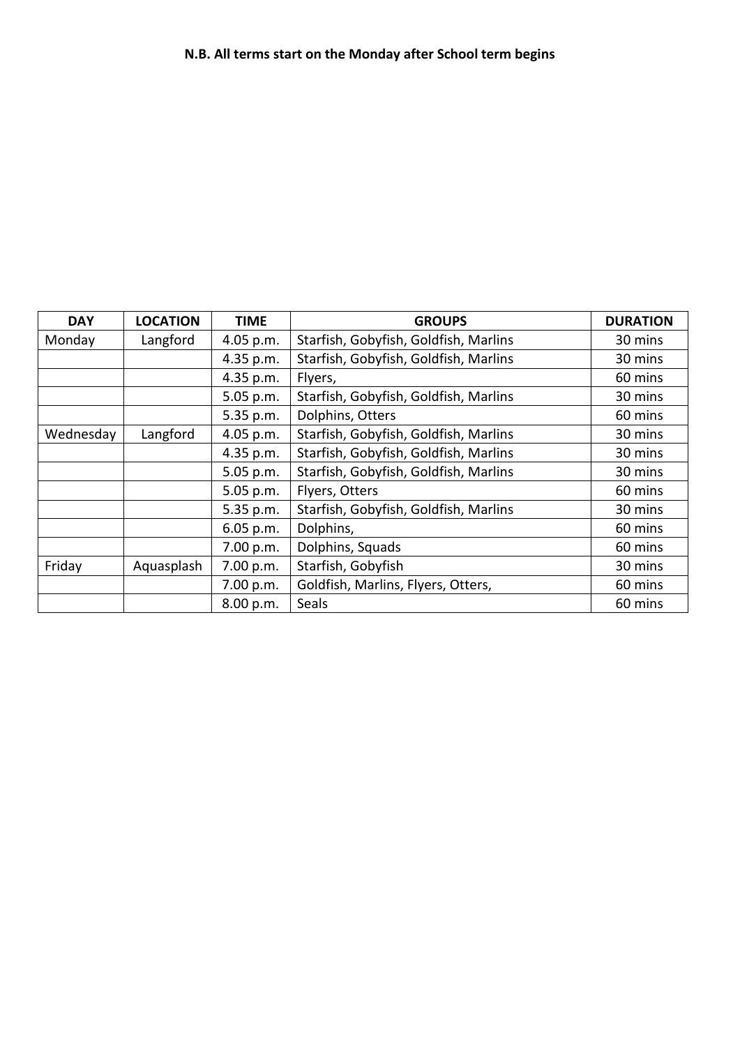**N.B. All terms start on the Monday after School term begins**

| DAY | LOCATION | TIME | GROUPS | DURATION |
|---|---|---|---|---|
| Monday | Langford | 4.05 p.m. | Starfish, Gobyfish, Goldfish, Marlins | 30 mins |
| | | 4.35 p.m. | Starfish, Gobyfish, Goldfish, Marlins | 30 mins |
| | | 4.35 p.m. | Flyers, | 60 mins |
| | | 5.05 p.m. | Starfish, Gobyfish, Goldfish, Marlins | 30 mins |
| | | 5.35 p.m. | Dolphins, Otters | 60 mins |
| Wednesday | Langford | 4.05 p.m. | Starfish, Gobyfish, Goldfish, Marlins | 30 mins |
| | | 4.35 p.m. | Starfish, Gobyfish, Goldfish, Marlins | 30 mins |
| | | 5.05 p.m. | Starfish, Gobyfish, Goldfish, Marlins | 30 mins |
| | | 5.05 p.m. | Flyers, Otters | 60 mins |
| | | 5.35 p.m. | Starfish, Gobyfish, Goldfish, Marlins | 30 mins |
| | | 6.05 p.m. | Dolphins, | 60 mins |
| | | 7.00 p.m. | Dolphins, Squads | 60 mins |
| Friday | Aquasplash | 7.00 p.m. | Starfish, Gobyfish | 30 mins |
| | | 7.00 p.m. | Goldfish, Marlins, Flyers, Otters, | 60 mins |
| | | 8.00 p.m. | Seals | 60 mins |